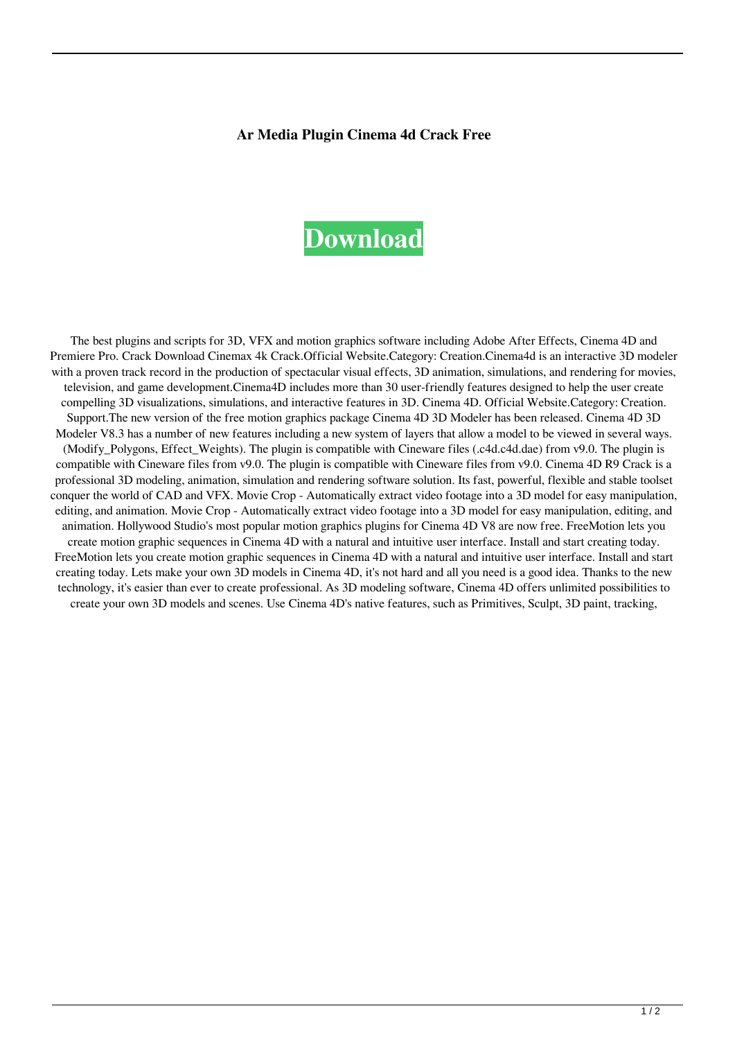# Ar Media Plugin Cinema 4d Crack Free

**Download**

The best plugins and scripts for 3D, VFX and motion graphics software including Adobe After Effects, Cinema 4D and Premiere Pro. Crack Download Cinemax 4k Crack.Official Website.Category: Creation.Cinema4d is an interactive 3D modeler with a proven track record in the production of spectacular visual effects, 3D animation, simulations, and rendering for movies, television, and game development.Cinema4D includes more than 30 user-friendly features designed to help the user create compelling 3D visualizations, simulations, and interactive features in 3D. Cinema 4D. Official Website.Category: Creation. Support.The new version of the free motion graphics package Cinema 4D 3D Modeler has been released. Cinema 4D 3D Modeler V8.3 has a number of new features including a new system of layers that allow a model to be viewed in several ways. (Modify_Polygons, Effect_Weights). The plugin is compatible with Cineware files (.c4d.c4d.dae) from v9.0. The plugin is compatible with Cineware files from v9.0. The plugin is compatible with Cineware files from v9.0. Cinema 4D R9 Crack is a professional 3D modeling, animation, simulation and rendering software solution. Its fast, powerful, flexible and stable toolset conquer the world of CAD and VFX. Movie Crop - Automatically extract video footage into a 3D model for easy manipulation, editing, and animation. Movie Crop - Automatically extract video footage into a 3D model for easy manipulation, editing, and animation. Hollywood Studio's most popular motion graphics plugins for Cinema 4D V8 are now free. FreeMotion lets you create motion graphic sequences in Cinema 4D with a natural and intuitive user interface. Install and start creating today. FreeMotion lets you create motion graphic sequences in Cinema 4D with a natural and intuitive user interface. Install and start creating today. Lets make your own 3D models in Cinema 4D, it's not hard and all you need is a good idea. Thanks to the new technology, it's easier than ever to create professional. As 3D modeling software, Cinema 4D offers unlimited possibilities to create your own 3D models and scenes. Use Cinema 4D's native features, such as Primitives, Sculpt, 3D paint, tracking,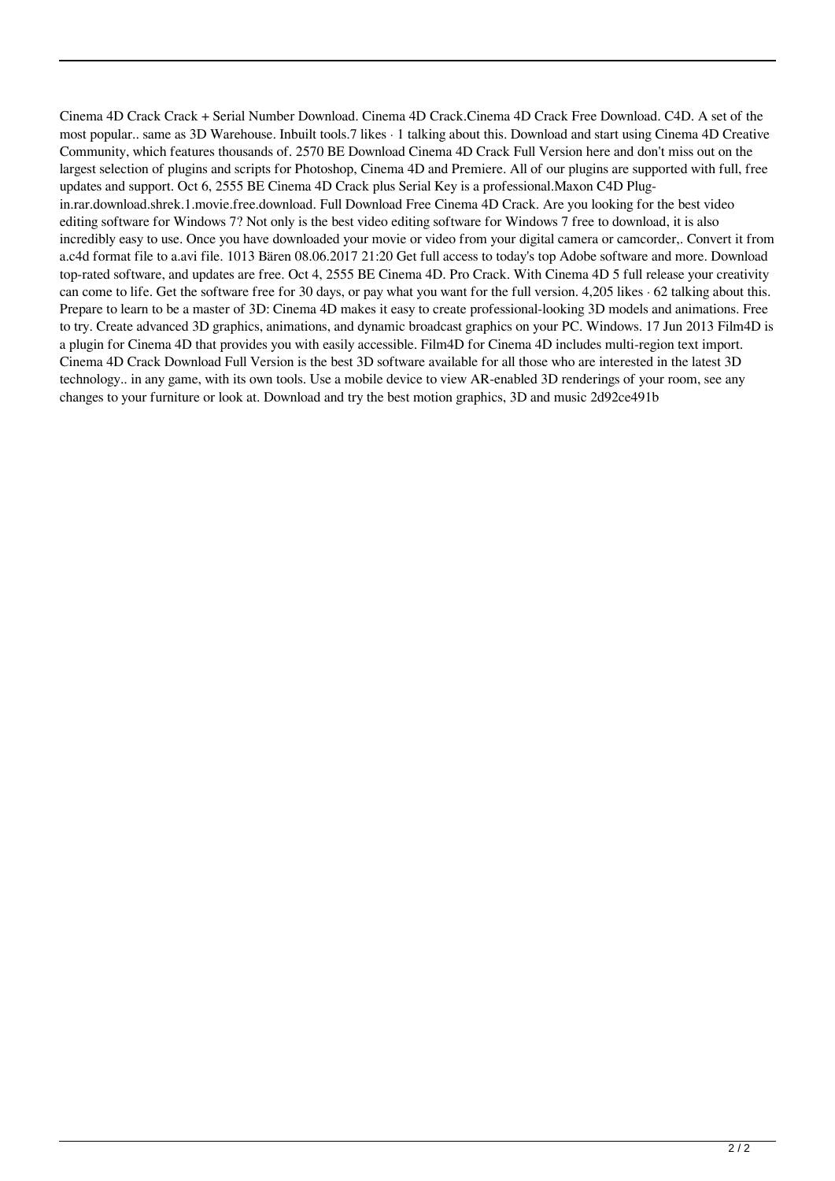Cinema 4D Crack Crack + Serial Number Download. Cinema 4D Crack.Cinema 4D Crack Free Download. C4D. A set of the most popular.. same as 3D Warehouse. Inbuilt tools.7 likes · 1 talking about this. Download and start using Cinema 4D Creative Community, which features thousands of. 2570 BE Download Cinema 4D Crack Full Version here and don't miss out on the largest selection of plugins and scripts for Photoshop, Cinema 4D and Premiere. All of our plugins are supported with full, free updates and support. Oct 6, 2555 BE Cinema 4D Crack plus Serial Key is a professional.Maxon C4D Plug-in.rar.download.shrek.1.movie.free.download. Full Download Free Cinema 4D Crack. Are you looking for the best video editing software for Windows 7? Not only is the best video editing software for Windows 7 free to download, it is also incredibly easy to use. Once you have downloaded your movie or video from your digital camera or camcorder,. Convert it from a.c4d format file to a.avi file. 1013 Bären 08.06.2017 21:20 Get full access to today's top Adobe software and more. Download top-rated software, and updates are free. Oct 4, 2555 BE Cinema 4D. Pro Crack. With Cinema 4D 5 full release your creativity can come to life. Get the software free for 30 days, or pay what you want for the full version. 4,205 likes · 62 talking about this. Prepare to learn to be a master of 3D: Cinema 4D makes it easy to create professional-looking 3D models and animations. Free to try. Create advanced 3D graphics, animations, and dynamic broadcast graphics on your PC. Windows. 17 Jun 2013 Film4D is a plugin for Cinema 4D that provides you with easily accessible. Film4D for Cinema 4D includes multi-region text import. Cinema 4D Crack Download Full Version is the best 3D software available for all those who are interested in the latest 3D technology.. in any game, with its own tools. Use a mobile device to view AR-enabled 3D renderings of your room, see any changes to your furniture or look at. Download and try the best motion graphics, 3D and music 2d92ce491b